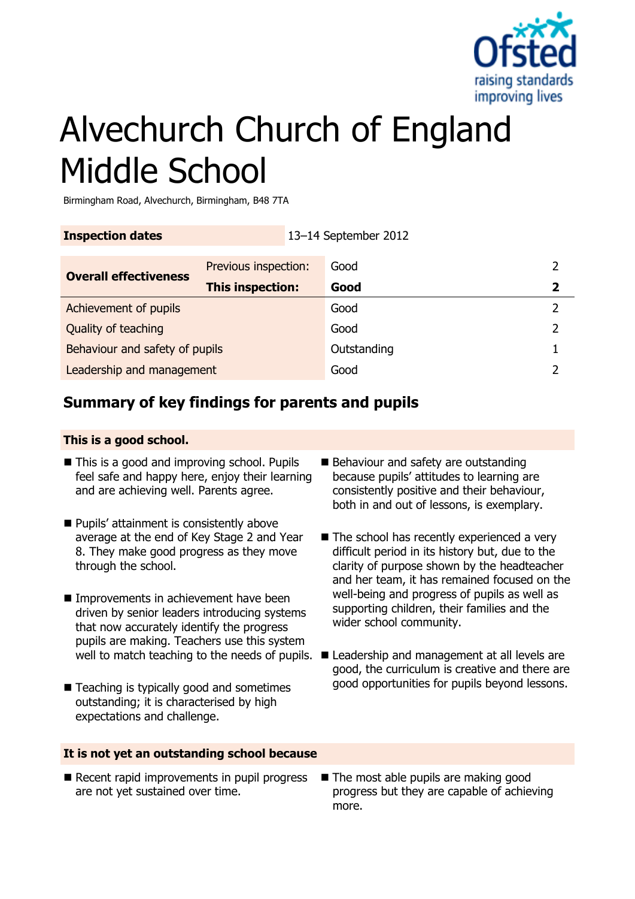# Alvechurch Church of England Middle School

Birmingham Road, Alvechurch, Birmingham, B48 7TA

| **Inspection dates** | 13–14 September 2012 | | |
|---|---|---|---|
| **Overall effectiveness** | Previous inspection: | Good | 2 |
| | **This inspection:** | **Good** | **2** |
| Achievement of pupils | | Good | 2 |
| Quality of teaching | | Good | 2 |
| Behaviour and safety of pupils | | Outstanding | 1 |
| Leadership and management | | Good | 2 |

## Summary of key findings for parents and pupils

**This is a good school.**

- This is a good and improving school. Pupils feel safe and happy here, enjoy their learning and are achieving well. Parents agree.
- Pupils' attainment is consistently above average at the end of Key Stage 2 and Year 8. They make good progress as they move through the school.
- Improvements in achievement have been driven by senior leaders introducing systems that now accurately identify the progress pupils are making. Teachers use this system well to match teaching to the needs of pupils.
- Teaching is typically good and sometimes outstanding; it is characterised by high expectations and challenge.
- Behaviour and safety are outstanding because pupils' attitudes to learning are consistently positive and their behaviour, both in and out of lessons, is exemplary.
- The school has recently experienced a very difficult period in its history but, due to the clarity of purpose shown by the headteacher and her team, it has remained focused on the well-being and progress of pupils as well as supporting children, their families and the wider school community.
- Leadership and management at all levels are good, the curriculum is creative and there are good opportunities for pupils beyond lessons.

**It is not yet an outstanding school because**

- Recent rapid improvements in pupil progress are not yet sustained over time.
- The most able pupils are making good progress but they are capable of achieving more.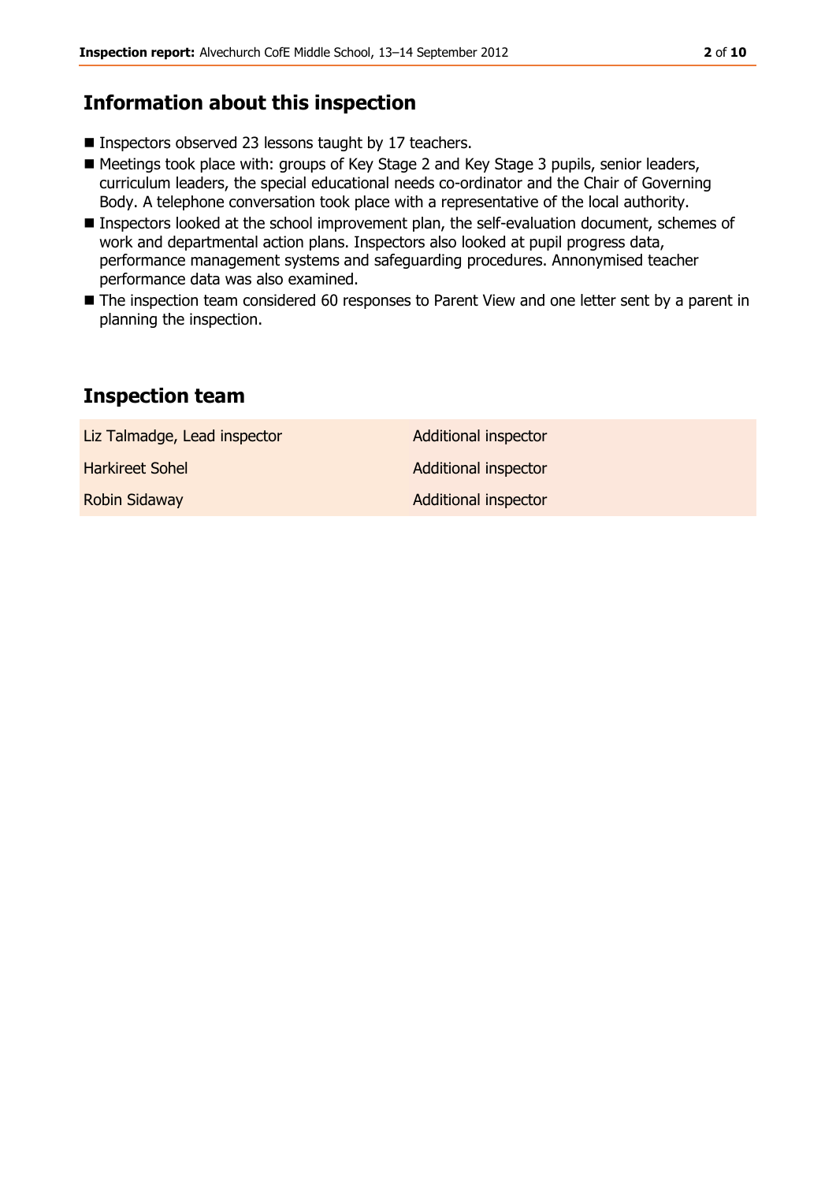## Information about this inspection

- Inspectors observed 23 lessons taught by 17 teachers.
- Meetings took place with: groups of Key Stage 2 and Key Stage 3 pupils, senior leaders, curriculum leaders, the special educational needs co-ordinator and the Chair of Governing Body. A telephone conversation took place with a representative of the local authority.
- Inspectors looked at the school improvement plan, the self-evaluation document, schemes of work and departmental action plans. Inspectors also looked at pupil progress data, performance management systems and safeguarding procedures. Annonymised teacher performance data was also examined.
- The inspection team considered 60 responses to Parent View and one letter sent by a parent in planning the inspection.

## Inspection team

| | |
|---|---|
| Liz Talmadge, Lead inspector | Additional inspector |
| Harkireet Sohel | Additional inspector |
| Robin Sidaway | Additional inspector |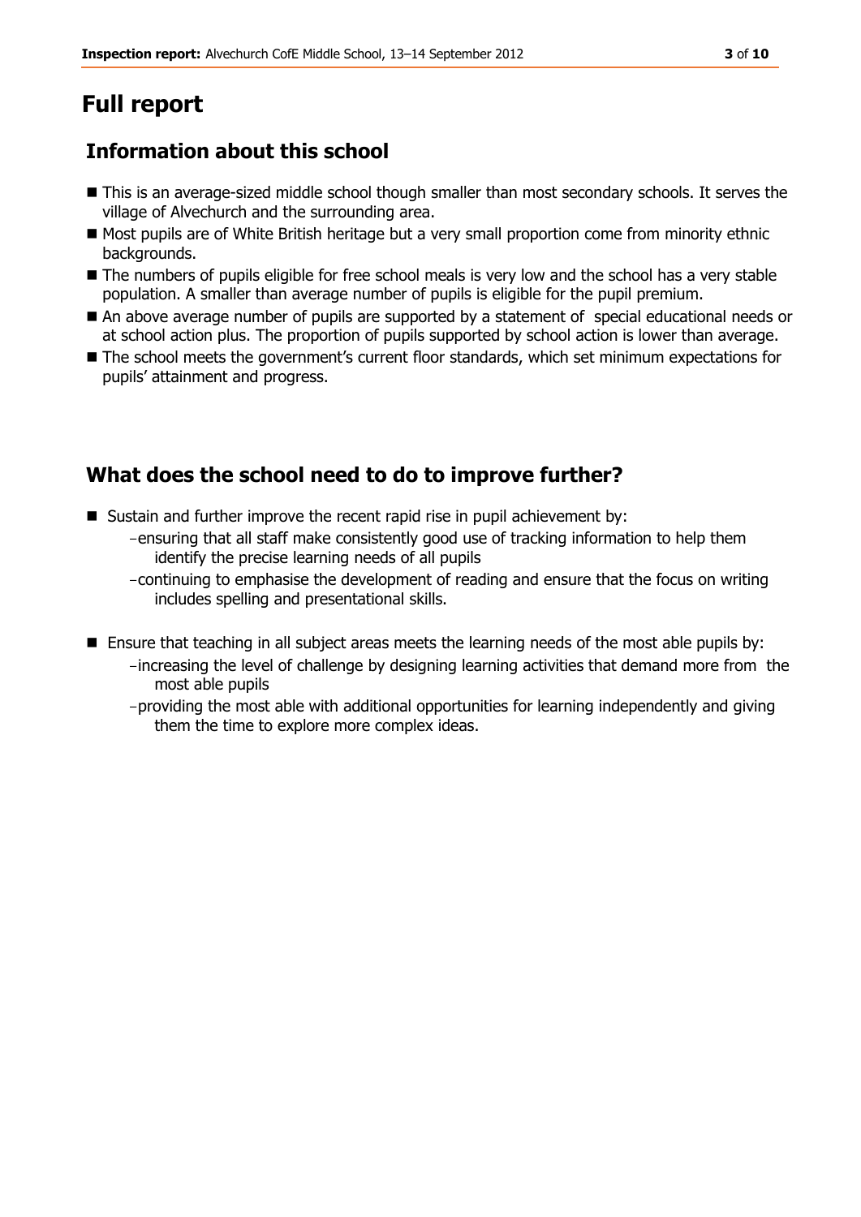# Full report

## Information about this school

- This is an average-sized middle school though smaller than most secondary schools. It serves the village of Alvechurch and the surrounding area.
- Most pupils are of White British heritage but a very small proportion come from minority ethnic backgrounds.
- The numbers of pupils eligible for free school meals is very low and the school has a very stable population. A smaller than average number of pupils is eligible for the pupil premium.
- An above average number of pupils are supported by a statement of special educational needs or at school action plus. The proportion of pupils supported by school action is lower than average.
- The school meets the government's current floor standards, which set minimum expectations for pupils' attainment and progress.

## What does the school need to do to improve further?

- Sustain and further improve the recent rapid rise in pupil achievement by:
  - ensuring that all staff make consistently good use of tracking information to help them identify the precise learning needs of all pupils
  - continuing to emphasise the development of reading and ensure that the focus on writing includes spelling and presentational skills.

- Ensure that teaching in all subject areas meets the learning needs of the most able pupils by:
  - increasing the level of challenge by designing learning activities that demand more from the most able pupils
  - providing the most able with additional opportunities for learning independently and giving them the time to explore more complex ideas.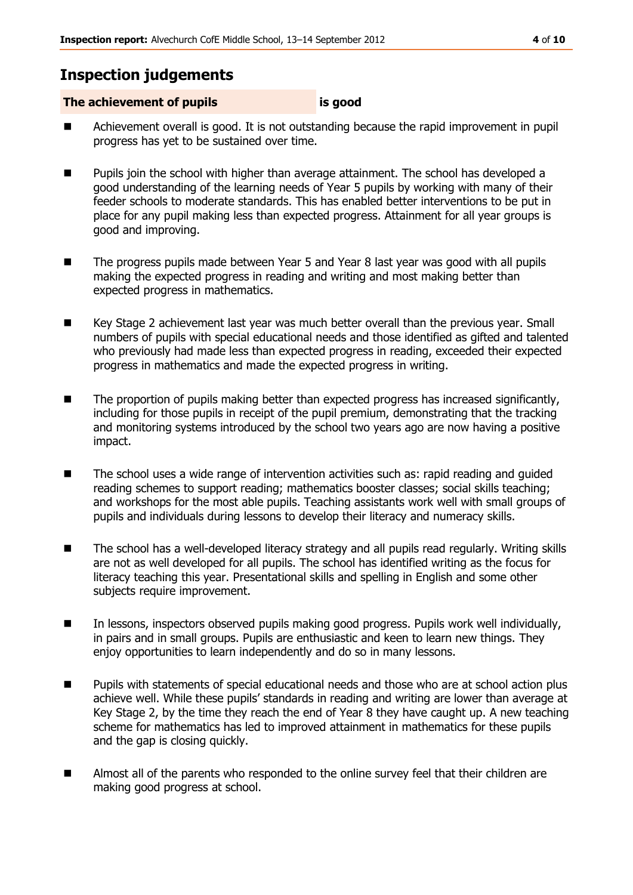## Inspection judgements

| **The achievement of pupils** | **is good** |
|---|---|

- Achievement overall is good. It is not outstanding because the rapid improvement in pupil progress has yet to be sustained over time.
- Pupils join the school with higher than average attainment. The school has developed a good understanding of the learning needs of Year 5 pupils by working with many of their feeder schools to moderate standards. This has enabled better interventions to be put in place for any pupil making less than expected progress. Attainment for all year groups is good and improving.
- The progress pupils made between Year 5 and Year 8 last year was good with all pupils making the expected progress in reading and writing and most making better than expected progress in mathematics.
- Key Stage 2 achievement last year was much better overall than the previous year. Small numbers of pupils with special educational needs and those identified as gifted and talented who previously had made less than expected progress in reading, exceeded their expected progress in mathematics and made the expected progress in writing.
- The proportion of pupils making better than expected progress has increased significantly, including for those pupils in receipt of the pupil premium, demonstrating that the tracking and monitoring systems introduced by the school two years ago are now having a positive impact.
- The school uses a wide range of intervention activities such as: rapid reading and guided reading schemes to support reading; mathematics booster classes; social skills teaching; and workshops for the most able pupils. Teaching assistants work well with small groups of pupils and individuals during lessons to develop their literacy and numeracy skills.
- The school has a well-developed literacy strategy and all pupils read regularly. Writing skills are not as well developed for all pupils. The school has identified writing as the focus for literacy teaching this year. Presentational skills and spelling in English and some other subjects require improvement.
- In lessons, inspectors observed pupils making good progress. Pupils work well individually, in pairs and in small groups. Pupils are enthusiastic and keen to learn new things. They enjoy opportunities to learn independently and do so in many lessons.
- Pupils with statements of special educational needs and those who are at school action plus achieve well. While these pupils' standards in reading and writing are lower than average at Key Stage 2, by the time they reach the end of Year 8 they have caught up. A new teaching scheme for mathematics has led to improved attainment in mathematics for these pupils and the gap is closing quickly.
- Almost all of the parents who responded to the online survey feel that their children are making good progress at school.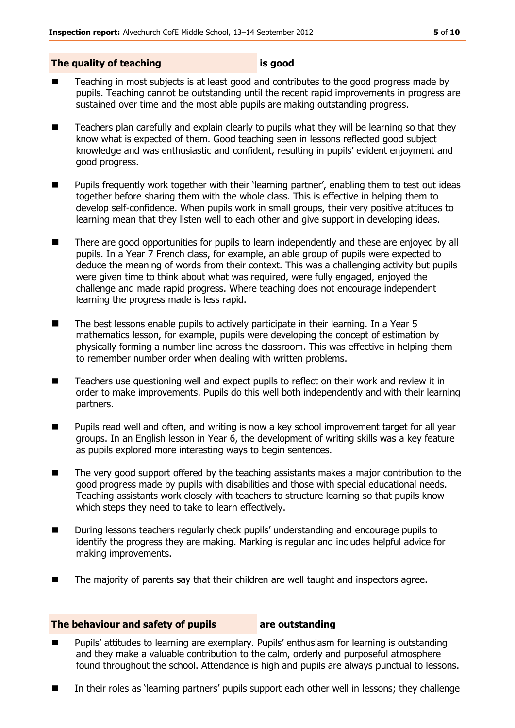## The quality of teaching is good

- Teaching in most subjects is at least good and contributes to the good progress made by pupils. Teaching cannot be outstanding until the recent rapid improvements in progress are sustained over time and the most able pupils are making outstanding progress.
- Teachers plan carefully and explain clearly to pupils what they will be learning so that they know what is expected of them. Good teaching seen in lessons reflected good subject knowledge and was enthusiastic and confident, resulting in pupils' evident enjoyment and good progress.
- Pupils frequently work together with their 'learning partner', enabling them to test out ideas together before sharing them with the whole class. This is effective in helping them to develop self-confidence. When pupils work in small groups, their very positive attitudes to learning mean that they listen well to each other and give support in developing ideas.
- There are good opportunities for pupils to learn independently and these are enjoyed by all pupils. In a Year 7 French class, for example, an able group of pupils were expected to deduce the meaning of words from their context. This was a challenging activity but pupils were given time to think about what was required, were fully engaged, enjoyed the challenge and made rapid progress. Where teaching does not encourage independent learning the progress made is less rapid.
- The best lessons enable pupils to actively participate in their learning. In a Year 5 mathematics lesson, for example, pupils were developing the concept of estimation by physically forming a number line across the classroom. This was effective in helping them to remember number order when dealing with written problems.
- Teachers use questioning well and expect pupils to reflect on their work and review it in order to make improvements. Pupils do this well both independently and with their learning partners.
- Pupils read well and often, and writing is now a key school improvement target for all year groups. In an English lesson in Year 6, the development of writing skills was a key feature as pupils explored more interesting ways to begin sentences.
- The very good support offered by the teaching assistants makes a major contribution to the good progress made by pupils with disabilities and those with special educational needs. Teaching assistants work closely with teachers to structure learning so that pupils know which steps they need to take to learn effectively.
- During lessons teachers regularly check pupils' understanding and encourage pupils to identify the progress they are making. Marking is regular and includes helpful advice for making improvements.
- The majority of parents say that their children are well taught and inspectors agree.

## The behaviour and safety of pupils are outstanding

- Pupils' attitudes to learning are exemplary. Pupils' enthusiasm for learning is outstanding and they make a valuable contribution to the calm, orderly and purposeful atmosphere found throughout the school. Attendance is high and pupils are always punctual to lessons.
- In their roles as 'learning partners' pupils support each other well in lessons; they challenge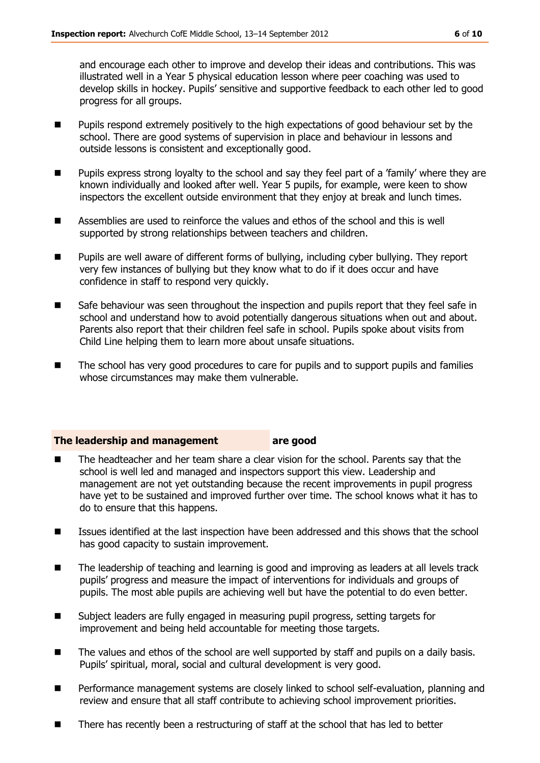and encourage each other to improve and develop their ideas and contributions. This was illustrated well in a Year 5 physical education lesson where peer coaching was used to develop skills in hockey. Pupils' sensitive and supportive feedback to each other led to good progress for all groups.

- Pupils respond extremely positively to the high expectations of good behaviour set by the school. There are good systems of supervision in place and behaviour in lessons and outside lessons is consistent and exceptionally good.
- Pupils express strong loyalty to the school and say they feel part of a 'family' where they are known individually and looked after well. Year 5 pupils, for example, were keen to show inspectors the excellent outside environment that they enjoy at break and lunch times.
- Assemblies are used to reinforce the values and ethos of the school and this is well supported by strong relationships between teachers and children.
- Pupils are well aware of different forms of bullying, including cyber bullying. They report very few instances of bullying but they know what to do if it does occur and have confidence in staff to respond very quickly.
- Safe behaviour was seen throughout the inspection and pupils report that they feel safe in school and understand how to avoid potentially dangerous situations when out and about. Parents also report that their children feel safe in school. Pupils spoke about visits from Child Line helping them to learn more about unsafe situations.
- The school has very good procedures to care for pupils and to support pupils and families whose circumstances may make them vulnerable.

## The leadership and management are good

- The headteacher and her team share a clear vision for the school. Parents say that the school is well led and managed and inspectors support this view. Leadership and management are not yet outstanding because the recent improvements in pupil progress have yet to be sustained and improved further over time. The school knows what it has to do to ensure that this happens.
- Issues identified at the last inspection have been addressed and this shows that the school has good capacity to sustain improvement.
- The leadership of teaching and learning is good and improving as leaders at all levels track pupils' progress and measure the impact of interventions for individuals and groups of pupils. The most able pupils are achieving well but have the potential to do even better.
- Subject leaders are fully engaged in measuring pupil progress, setting targets for improvement and being held accountable for meeting those targets.
- The values and ethos of the school are well supported by staff and pupils on a daily basis. Pupils' spiritual, moral, social and cultural development is very good.
- Performance management systems are closely linked to school self-evaluation, planning and review and ensure that all staff contribute to achieving school improvement priorities.
- There has recently been a restructuring of staff at the school that has led to better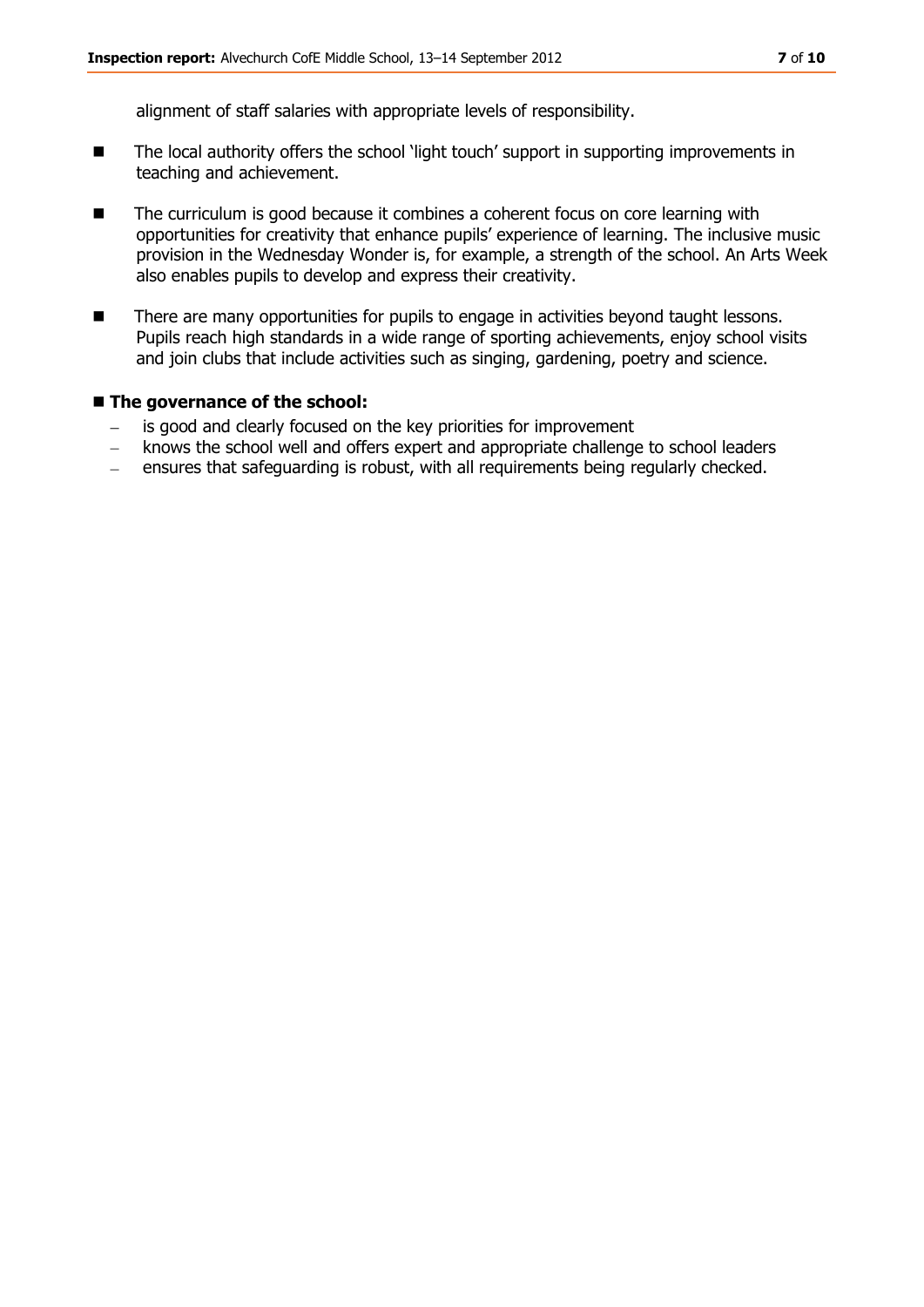alignment of staff salaries with appropriate levels of responsibility.

- The local authority offers the school 'light touch' support in supporting improvements in teaching and achievement.
- The curriculum is good because it combines a coherent focus on core learning with opportunities for creativity that enhance pupils' experience of learning. The inclusive music provision in the Wednesday Wonder is, for example, a strength of the school. An Arts Week also enables pupils to develop and express their creativity.
- There are many opportunities for pupils to engage in activities beyond taught lessons. Pupils reach high standards in a wide range of sporting achievements, enjoy school visits and join clubs that include activities such as singing, gardening, poetry and science.

**The governance of the school:**

- is good and clearly focused on the key priorities for improvement
- knows the school well and offers expert and appropriate challenge to school leaders
- ensures that safeguarding is robust, with all requirements being regularly checked.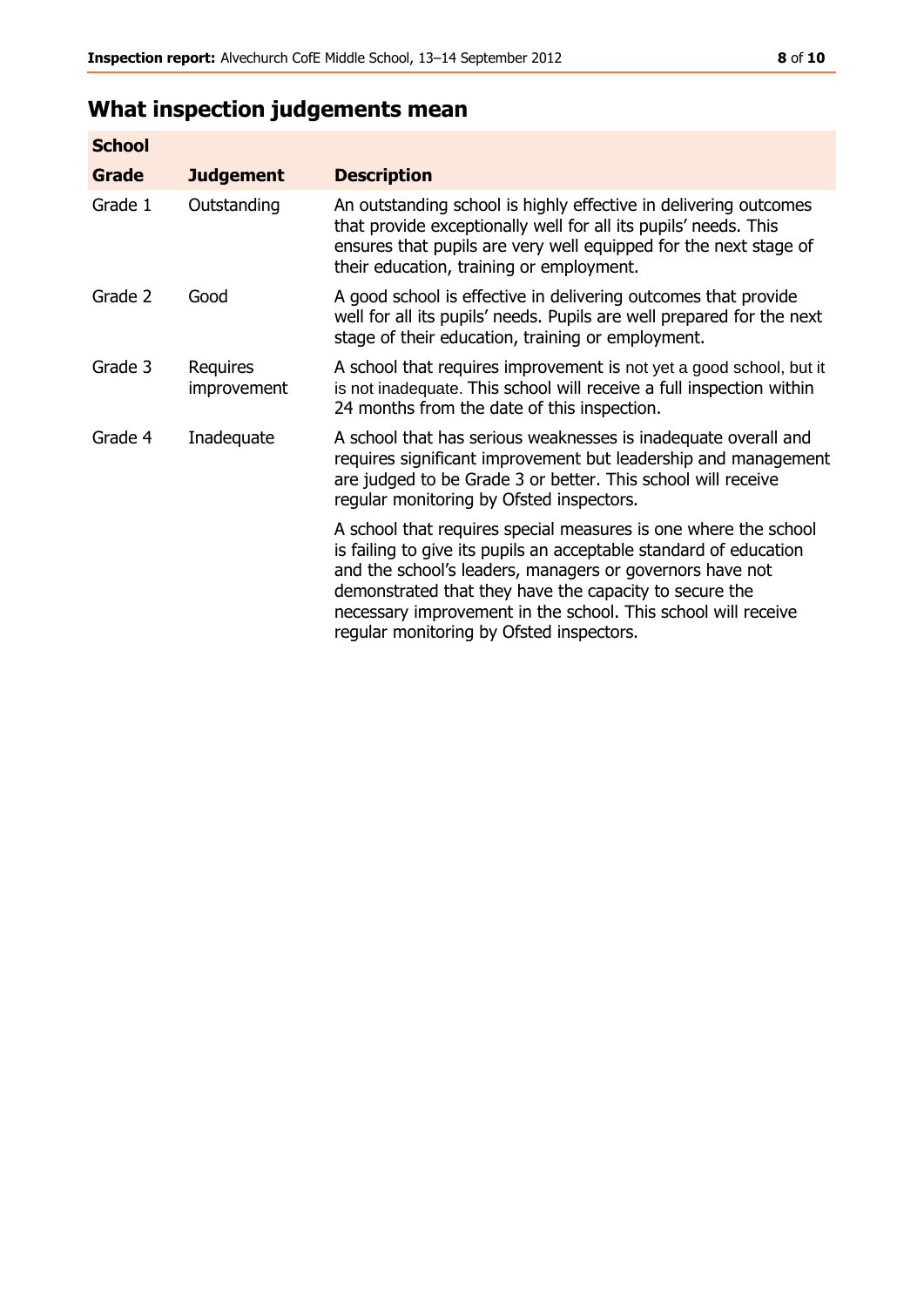## What inspection judgements mean

| School | | |
|---|---|---|
| **Grade** | **Judgement** | **Description** |
| Grade 1 | Outstanding | An outstanding school is highly effective in delivering outcomes that provide exceptionally well for all its pupils' needs. This ensures that pupils are very well equipped for the next stage of their education, training or employment. |
| Grade 2 | Good | A good school is effective in delivering outcomes that provide well for all its pupils' needs. Pupils are well prepared for the next stage of their education, training or employment. |
| Grade 3 | Requires improvement | A school that requires improvement is not yet a good school, but it is not inadequate. This school will receive a full inspection within 24 months from the date of this inspection. |
| Grade 4 | Inadequate | A school that has serious weaknesses is inadequate overall and requires significant improvement but leadership and management are judged to be Grade 3 or better. This school will receive regular monitoring by Ofsted inspectors. |
| | | A school that requires special measures is one where the school is failing to give its pupils an acceptable standard of education and the school's leaders, managers or governors have not demonstrated that they have the capacity to secure the necessary improvement in the school. This school will receive regular monitoring by Ofsted inspectors. |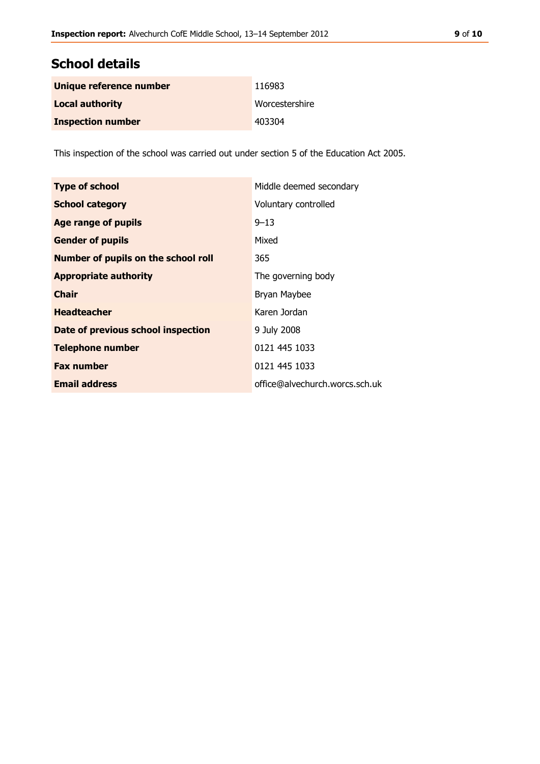## School details

| | |
|---|---|
| **Unique reference number** | 116983 |
| **Local authority** | Worcestershire |
| **Inspection number** | 403304 |

This inspection of the school was carried out under section 5 of the Education Act 2005.

| | |
|---|---|
| **Type of school** | Middle deemed secondary |
| **School category** | Voluntary controlled |
| **Age range of pupils** | 9–13 |
| **Gender of pupils** | Mixed |
| **Number of pupils on the school roll** | 365 |
| **Appropriate authority** | The governing body |
| **Chair** | Bryan Maybee |
| **Headteacher** | Karen Jordan |
| **Date of previous school inspection** | 9 July 2008 |
| **Telephone number** | 0121 445 1033 |
| **Fax number** | 0121 445 1033 |
| **Email address** | office@alvechurch.worcs.sch.uk |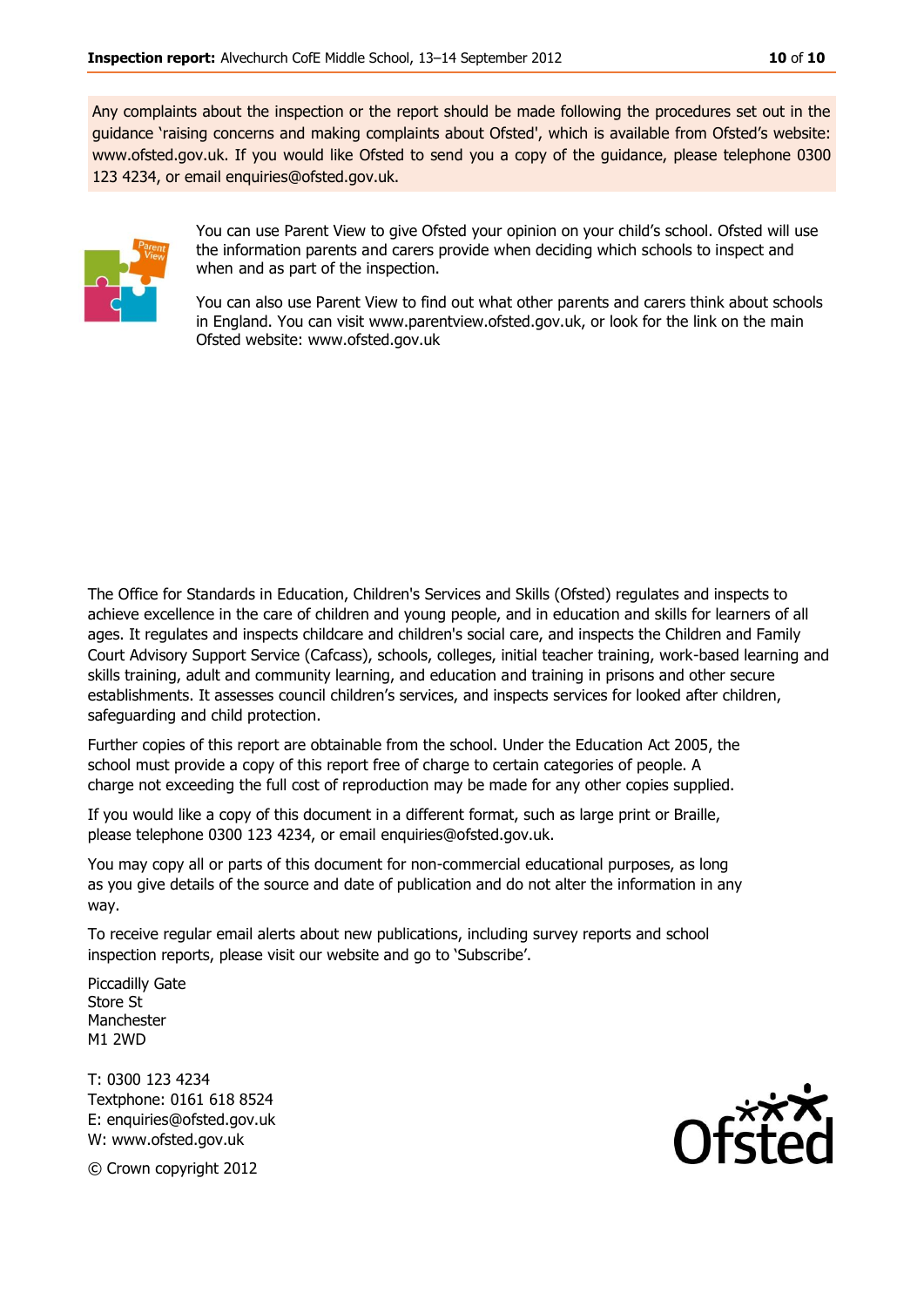Any complaints about the inspection or the report should be made following the procedures set out in the guidance 'raising concerns and making complaints about Ofsted', which is available from Ofsted's website: www.ofsted.gov.uk. If you would like Ofsted to send you a copy of the guidance, please telephone 0300 123 4234, or email enquiries@ofsted.gov.uk.

You can use Parent View to give Ofsted your opinion on your child's school. Ofsted will use the information parents and carers provide when deciding which schools to inspect and when and as part of the inspection.

You can also use Parent View to find out what other parents and carers think about schools in England. You can visit www.parentview.ofsted.gov.uk, or look for the link on the main Ofsted website: www.ofsted.gov.uk

The Office for Standards in Education, Children's Services and Skills (Ofsted) regulates and inspects to achieve excellence in the care of children and young people, and in education and skills for learners of all ages. It regulates and inspects childcare and children's social care, and inspects the Children and Family Court Advisory Support Service (Cafcass), schools, colleges, initial teacher training, work-based learning and skills training, adult and community learning, and education and training in prisons and other secure establishments. It assesses council children's services, and inspects services for looked after children, safeguarding and child protection.

Further copies of this report are obtainable from the school. Under the Education Act 2005, the school must provide a copy of this report free of charge to certain categories of people. A charge not exceeding the full cost of reproduction may be made for any other copies supplied.

If you would like a copy of this document in a different format, such as large print or Braille, please telephone 0300 123 4234, or email enquiries@ofsted.gov.uk.

You may copy all or parts of this document for non-commercial educational purposes, as long as you give details of the source and date of publication and do not alter the information in any way.

To receive regular email alerts about new publications, including survey reports and school inspection reports, please visit our website and go to 'Subscribe'.

Piccadilly Gate
Store St
Manchester
M1 2WD

T: 0300 123 4234
Textphone: 0161 618 8524
E: enquiries@ofsted.gov.uk
W: www.ofsted.gov.uk

© Crown copyright 2012